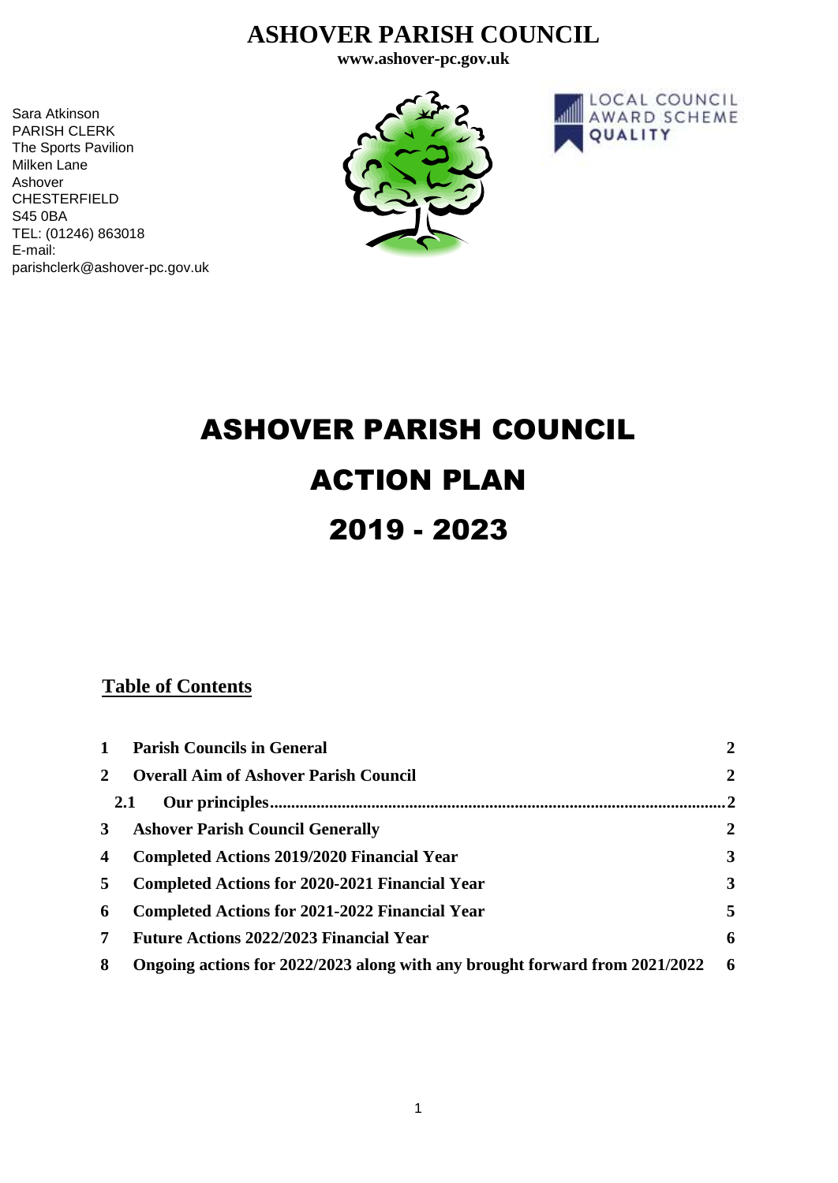# ASHOVER PARISH COUNCIL

**www.ashover-pc.gov.uk**

Sara Atkinson
PARISH CLERK
The Sports Pavilion
Milken Lane
Ashover
CHESTERFIELD
S45 0BA
TEL: (01246) 863018
E-mail:
parishclerk@ashover-pc.gov.uk

LOCAL COUNCIL AWARD SCHEME
QUALITY

# ASHOVER PARISH COUNCIL
# ACTION PLAN
# 2019 - 2023

## Table of Contents

| | | |
|---|---|---|
| **1** | **Parish Councils in General** | **2** |
| **2** | **Overall Aim of Ashover Parish Council** | **2** |
| **2.1** | **Our principles** | **2** |
| **3** | **Ashover Parish Council Generally** | **2** |
| **4** | **Completed Actions 2019/2020 Financial Year** | **3** |
| **5** | **Completed Actions for 2020-2021 Financial Year** | **3** |
| **6** | **Completed Actions for 2021-2022 Financial Year** | **5** |
| **7** | **Future Actions 2022/2023 Financial Year** | **6** |
| **8** | **Ongoing actions for 2022/2023 along with any brought forward from 2021/2022** | **6** |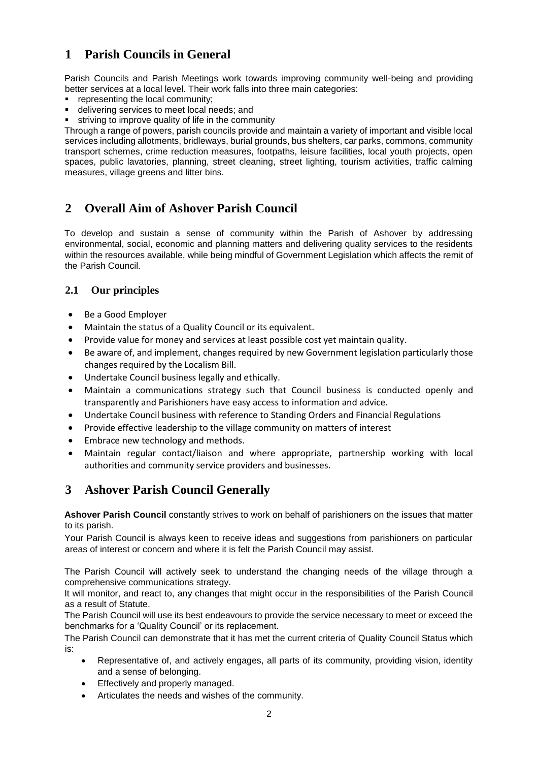# 1 Parish Councils in General

Parish Councils and Parish Meetings work towards improving community well-being and providing better services at a local level. Their work falls into three main categories:

- representing the local community;
- delivering services to meet local needs; and
- striving to improve quality of life in the community

Through a range of powers, parish councils provide and maintain a variety of important and visible local services including allotments, bridleways, burial grounds, bus shelters, car parks, commons, community transport schemes, crime reduction measures, footpaths, leisure facilities, local youth projects, open spaces, public lavatories, planning, street cleaning, street lighting, tourism activities, traffic calming measures, village greens and litter bins.

# 2 Overall Aim of Ashover Parish Council

To develop and sustain a sense of community within the Parish of Ashover by addressing environmental, social, economic and planning matters and delivering quality services to the residents within the resources available, while being mindful of Government Legislation which affects the remit of the Parish Council.

## 2.1 Our principles

- Be a Good Employer
- Maintain the status of a Quality Council or its equivalent.
- Provide value for money and services at least possible cost yet maintain quality.
- Be aware of, and implement, changes required by new Government legislation particularly those changes required by the Localism Bill.
- Undertake Council business legally and ethically.
- Maintain a communications strategy such that Council business is conducted openly and transparently and Parishioners have easy access to information and advice.
- Undertake Council business with reference to Standing Orders and Financial Regulations
- Provide effective leadership to the village community on matters of interest
- Embrace new technology and methods.
- Maintain regular contact/liaison and where appropriate, partnership working with local authorities and community service providers and businesses.

# 3 Ashover Parish Council Generally

**Ashover Parish Council** constantly strives to work on behalf of parishioners on the issues that matter to its parish.

Your Parish Council is always keen to receive ideas and suggestions from parishioners on particular areas of interest or concern and where it is felt the Parish Council may assist.

The Parish Council will actively seek to understand the changing needs of the village through a comprehensive communications strategy.

It will monitor, and react to, any changes that might occur in the responsibilities of the Parish Council as a result of Statute.

The Parish Council will use its best endeavours to provide the service necessary to meet or exceed the benchmarks for a 'Quality Council' or its replacement.

The Parish Council can demonstrate that it has met the current criteria of Quality Council Status which is:

- Representative of, and actively engages, all parts of its community, providing vision, identity and a sense of belonging.
- Effectively and properly managed.
- Articulates the needs and wishes of the community.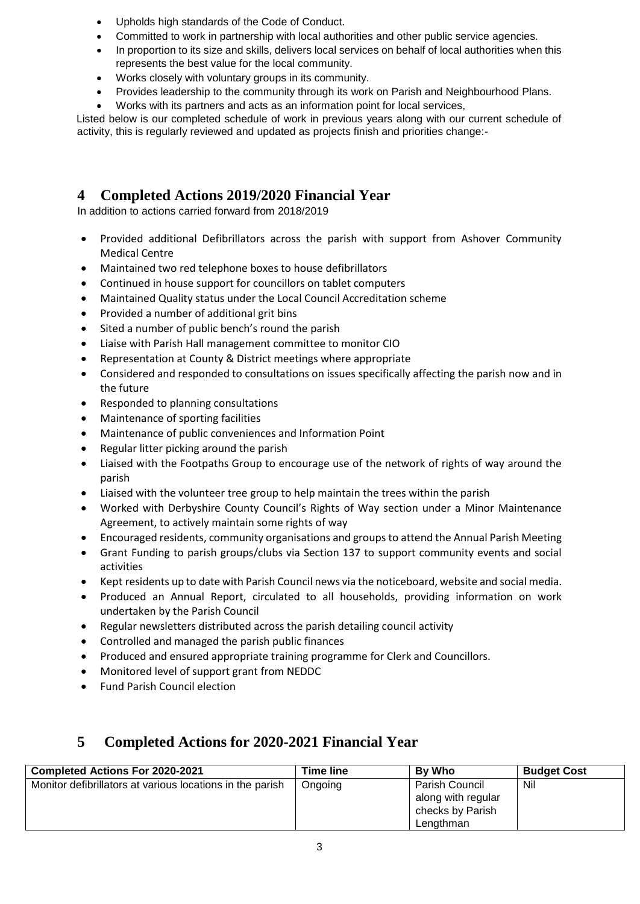- Upholds high standards of the Code of Conduct.
- Committed to work in partnership with local authorities and other public service agencies.
- In proportion to its size and skills, delivers local services on behalf of local authorities when this represents the best value for the local community.
- Works closely with voluntary groups in its community.
- Provides leadership to the community through its work on Parish and Neighbourhood Plans.
- Works with its partners and acts as an information point for local services,

Listed below is our completed schedule of work in previous years along with our current schedule of activity, this is regularly reviewed and updated as projects finish and priorities change:-

## 4 Completed Actions 2019/2020 Financial Year

In addition to actions carried forward from 2018/2019

- Provided additional Defibrillators across the parish with support from Ashover Community Medical Centre
- Maintained two red telephone boxes to house defibrillators
- Continued in house support for councillors on tablet computers
- Maintained Quality status under the Local Council Accreditation scheme
- Provided a number of additional grit bins
- Sited a number of public bench's round the parish
- Liaise with Parish Hall management committee to monitor CIO
- Representation at County & District meetings where appropriate
- Considered and responded to consultations on issues specifically affecting the parish now and in the future
- Responded to planning consultations
- Maintenance of sporting facilities
- Maintenance of public conveniences and Information Point
- Regular litter picking around the parish
- Liaised with the Footpaths Group to encourage use of the network of rights of way around the parish
- Liaised with the volunteer tree group to help maintain the trees within the parish
- Worked with Derbyshire County Council's Rights of Way section under a Minor Maintenance Agreement, to actively maintain some rights of way
- Encouraged residents, community organisations and groups to attend the Annual Parish Meeting
- Grant Funding to parish groups/clubs via Section 137 to support community events and social activities
- Kept residents up to date with Parish Council news via the noticeboard, website and social media.
- Produced an Annual Report, circulated to all households, providing information on work undertaken by the Parish Council
- Regular newsletters distributed across the parish detailing council activity
- Controlled and managed the parish public finances
- Produced and ensured appropriate training programme for Clerk and Councillors.
- Monitored level of support grant from NEDDC
- Fund Parish Council election

## 5 Completed Actions for 2020-2021 Financial Year

| Completed Actions For 2020-2021 | Time line | By Who | Budget Cost |
|---|---|---|---|
| Monitor defibrillators at various locations in the parish | Ongoing | Parish Council along with regular checks by Parish Lengthman | Nil |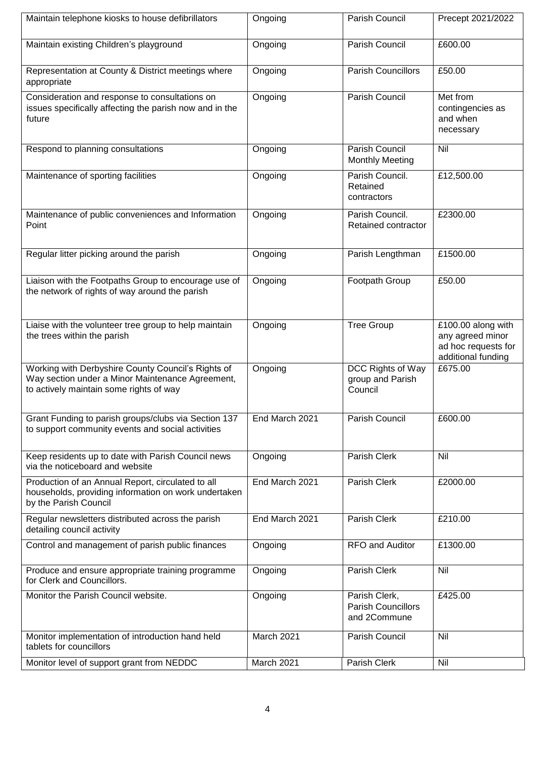| Maintain telephone kiosks to house defibrillators | Ongoing | Parish Council | Precept 2021/2022 |
|---|---|---|---|
| Maintain existing Children's playground | Ongoing | Parish Council | £600.00 |
| Representation at County & District meetings where appropriate | Ongoing | Parish Councillors | £50.00 |
| Consideration and response to consultations on issues specifically affecting the parish now and in the future | Ongoing | Parish Council | Met from contingencies as and when necessary |
| Respond to planning consultations | Ongoing | Parish Council Monthly Meeting | Nil |
| Maintenance of sporting facilities | Ongoing | Parish Council. Retained contractors | £12,500.00 |
| Maintenance of public conveniences and Information Point | Ongoing | Parish Council. Retained contractor | £2300.00 |
| Regular litter picking around the parish | Ongoing | Parish Lengthman | £1500.00 |
| Liaison with the Footpaths Group to encourage use of the network of rights of way around the parish | Ongoing | Footpath Group | £50.00 |
| Liaise with the volunteer tree group to help maintain the trees within the parish | Ongoing | Tree Group | £100.00 along with any agreed minor ad hoc requests for additional funding |
| Working with Derbyshire County Council's Rights of Way section under a Minor Maintenance Agreement, to actively maintain some rights of way | Ongoing | DCC Rights of Way group and Parish Council | £675.00 |
| Grant Funding to parish groups/clubs via Section 137 to support community events and social activities | End March 2021 | Parish Council | £600.00 |
| Keep residents up to date with Parish Council news via the noticeboard and website | Ongoing | Parish Clerk | Nil |
| Production of an Annual Report, circulated to all households, providing information on work undertaken by the Parish Council | End March 2021 | Parish Clerk | £2000.00 |
| Regular newsletters distributed across the parish detailing council activity | End March 2021 | Parish Clerk | £210.00 |
| Control and management of parish public finances | Ongoing | RFO and Auditor | £1300.00 |
| Produce and ensure appropriate training programme for Clerk and Councillors. | Ongoing | Parish Clerk | Nil |
| Monitor the Parish Council website. | Ongoing | Parish Clerk, Parish Councillors and 2Commune | £425.00 |
| Monitor implementation of introduction hand held tablets for councillors | March 2021 | Parish Council | Nil |
| Monitor level of support grant from NEDDC | March 2021 | Parish Clerk | Nil |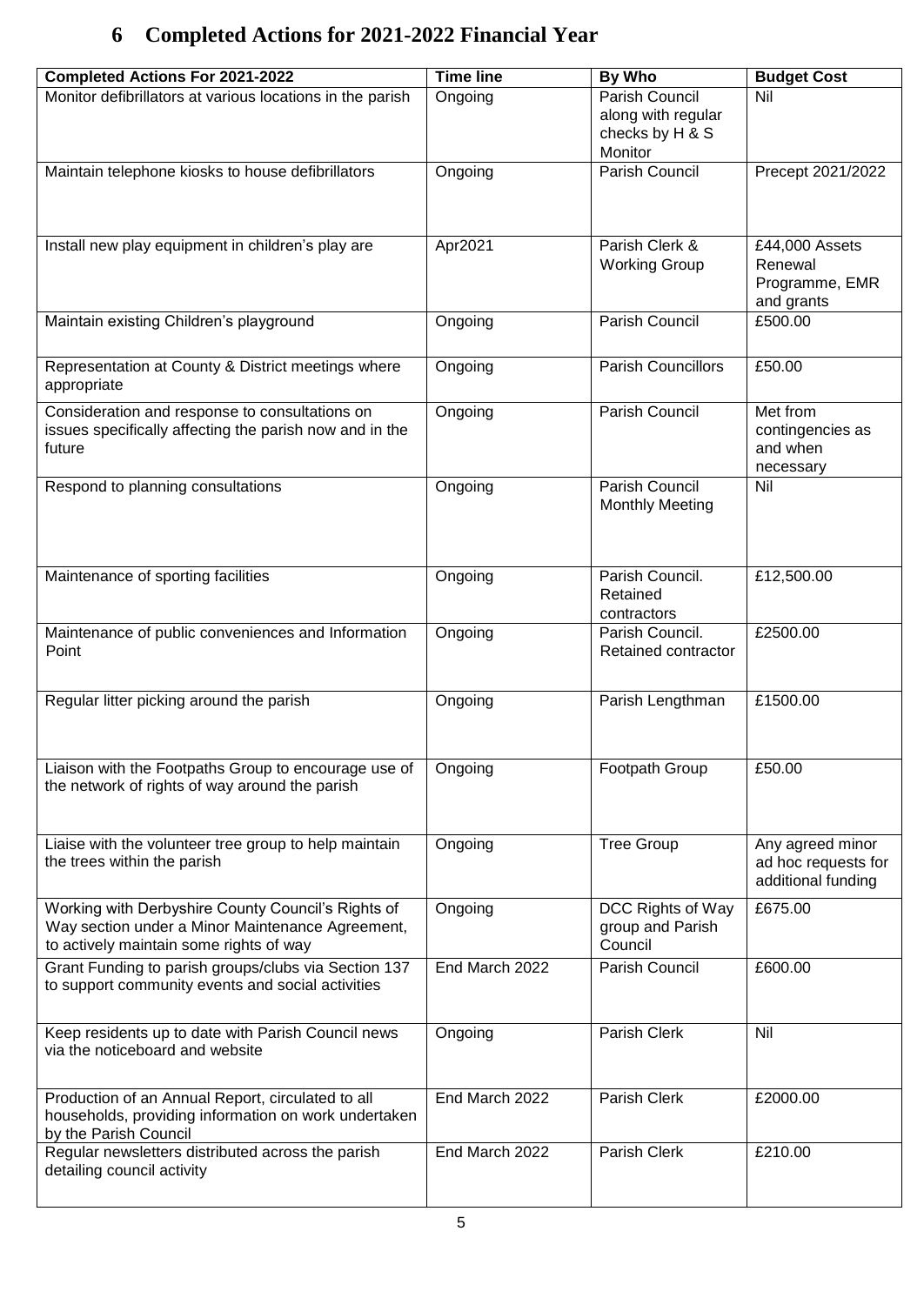# 6 Completed Actions for 2021-2022 Financial Year

| Completed Actions For 2021-2022 | Time line | By Who | Budget Cost |
|---|---|---|---|
| Monitor defibrillators at various locations in the parish | Ongoing | Parish Council along with regular checks by H & S Monitor | Nil |
| Maintain telephone kiosks to house defibrillators | Ongoing | Parish Council | Precept 2021/2022 |
| Install new play equipment in children's play are | Apr2021 | Parish Clerk & Working Group | £44,000 Assets Renewal Programme, EMR and grants |
| Maintain existing Children's playground | Ongoing | Parish Council | £500.00 |
| Representation at County & District meetings where appropriate | Ongoing | Parish Councillors | £50.00 |
| Consideration and response to consultations on issues specifically affecting the parish now and in the future | Ongoing | Parish Council | Met from contingencies as and when necessary |
| Respond to planning consultations | Ongoing | Parish Council Monthly Meeting | Nil |
| Maintenance of sporting facilities | Ongoing | Parish Council. Retained contractors | £12,500.00 |
| Maintenance of public conveniences and Information Point | Ongoing | Parish Council. Retained contractor | £2500.00 |
| Regular litter picking around the parish | Ongoing | Parish Lengthman | £1500.00 |
| Liaison with the Footpaths Group to encourage use of the network of rights of way around the parish | Ongoing | Footpath Group | £50.00 |
| Liaise with the volunteer tree group to help maintain the trees within the parish | Ongoing | Tree Group | Any agreed minor ad hoc requests for additional funding |
| Working with Derbyshire County Council's Rights of Way section under a Minor Maintenance Agreement, to actively maintain some rights of way | Ongoing | DCC Rights of Way group and Parish Council | £675.00 |
| Grant Funding to parish groups/clubs via Section 137 to support community events and social activities | End March 2022 | Parish Council | £600.00 |
| Keep residents up to date with Parish Council news via the noticeboard and website | Ongoing | Parish Clerk | Nil |
| Production of an Annual Report, circulated to all households, providing information on work undertaken by the Parish Council | End March 2022 | Parish Clerk | £2000.00 |
| Regular newsletters distributed across the parish detailing council activity | End March 2022 | Parish Clerk | £210.00 |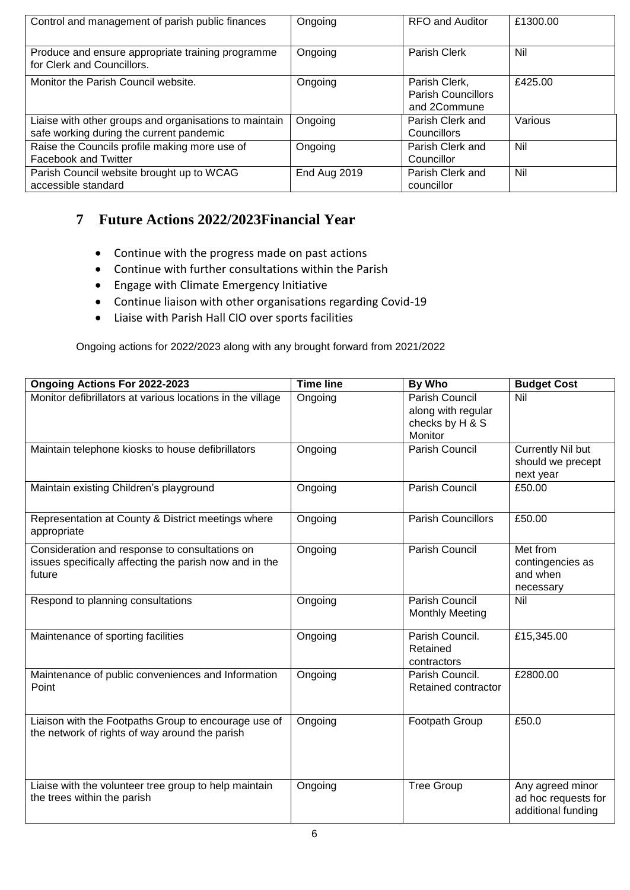| Control and management of parish public finances | Ongoing | RFO and Auditor | £1300.00 |
|---|---|---|---|
| Produce and ensure appropriate training programme for Clerk and Councillors. | Ongoing | Parish Clerk | Nil |
| Monitor the Parish Council website. | Ongoing | Parish Clerk, Parish Councillors and 2Commune | £425.00 |
| Liaise with other groups and organisations to maintain safe working during the current pandemic | Ongoing | Parish Clerk and Councillors | Various |
| Raise the Councils profile making more use of Facebook and Twitter | Ongoing | Parish Clerk and Councillor | Nil |
| Parish Council website brought up to WCAG accessible standard | End Aug 2019 | Parish Clerk and councillor | Nil |

## 7 Future Actions 2022/2023Financial Year

- Continue with the progress made on past actions
- Continue with further consultations within the Parish
- Engage with Climate Emergency Initiative
- Continue liaison with other organisations regarding Covid-19
- Liaise with Parish Hall CIO over sports facilities

Ongoing actions for 2022/2023 along with any brought forward from 2021/2022

| Ongoing Actions For 2022-2023 | Time line | By Who | Budget Cost |
|---|---|---|---|
| Monitor defibrillators at various locations in the village | Ongoing | Parish Council along with regular checks by H & S Monitor | Nil |
| Maintain telephone kiosks to house defibrillators | Ongoing | Parish Council | Currently Nil but should we precept next year |
| Maintain existing Children's playground | Ongoing | Parish Council | £50.00 |
| Representation at County & District meetings where appropriate | Ongoing | Parish Councillors | £50.00 |
| Consideration and response to consultations on issues specifically affecting the parish now and in the future | Ongoing | Parish Council | Met from contingencies as and when necessary |
| Respond to planning consultations | Ongoing | Parish Council Monthly Meeting | Nil |
| Maintenance of sporting facilities | Ongoing | Parish Council. Retained contractors | £15,345.00 |
| Maintenance of public conveniences and Information Point | Ongoing | Parish Council. Retained contractor | £2800.00 |
| Liaison with the Footpaths Group to encourage use of the network of rights of way around the parish | Ongoing | Footpath Group | £50.0 |
| Liaise with the volunteer tree group to help maintain the trees within the parish | Ongoing | Tree Group | Any agreed minor ad hoc requests for additional funding |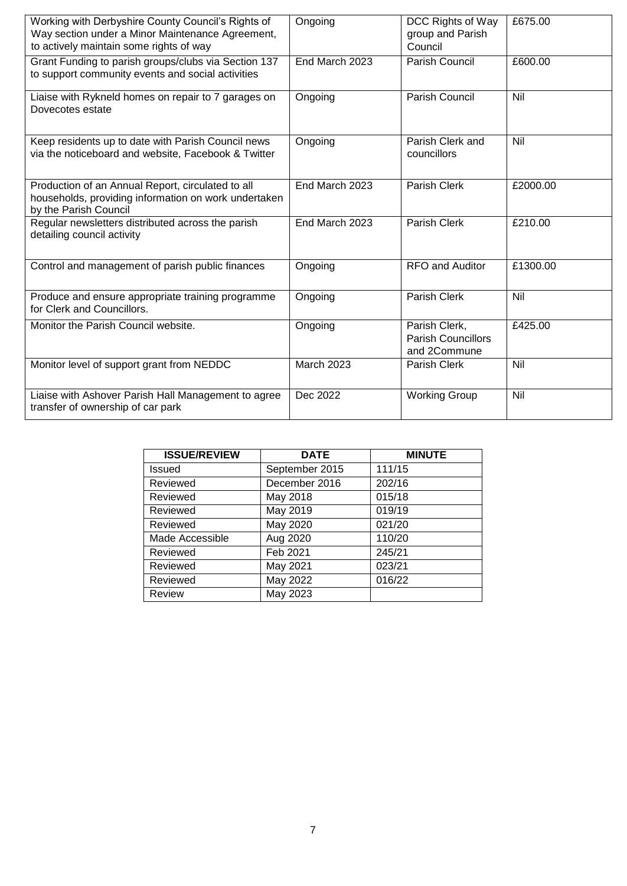| | | | |
|---|---|---|---|
| Working with Derbyshire County Council's Rights of Way section under a Minor Maintenance Agreement, to actively maintain some rights of way | Ongoing | DCC Rights of Way group and Parish Council | £675.00 |
| Grant Funding to parish groups/clubs via Section 137 to support community events and social activities | End March 2023 | Parish Council | £600.00 |
| Liaise with Rykneld homes on repair to 7 garages on Dovecotes estate | Ongoing | Parish Council | Nil |
| Keep residents up to date with Parish Council news via the noticeboard and website, Facebook & Twitter | Ongoing | Parish Clerk and councillors | Nil |
| Production of an Annual Report, circulated to all households, providing information on work undertaken by the Parish Council | End March 2023 | Parish Clerk | £2000.00 |
| Regular newsletters distributed across the parish detailing council activity | End March 2023 | Parish Clerk | £210.00 |
| Control and management of parish public finances | Ongoing | RFO and Auditor | £1300.00 |
| Produce and ensure appropriate training programme for Clerk and Councillors. | Ongoing | Parish Clerk | Nil |
| Monitor the Parish Council website. | Ongoing | Parish Clerk, Parish Councillors and 2Commune | £425.00 |
| Monitor level of support grant from NEDDC | March 2023 | Parish Clerk | Nil |
| Liaise with Ashover Parish Hall Management to agree transfer of ownership of car park | Dec 2022 | Working Group | Nil |

| ISSUE/REVIEW | DATE | MINUTE |
|---|---|---|
| Issued | September 2015 | 111/15 |
| Reviewed | December 2016 | 202/16 |
| Reviewed | May 2018 | 015/18 |
| Reviewed | May 2019 | 019/19 |
| Reviewed | May 2020 | 021/20 |
| Made Accessible | Aug 2020 | 110/20 |
| Reviewed | Feb 2021 | 245/21 |
| Reviewed | May 2021 | 023/21 |
| Reviewed | May 2022 | 016/22 |
| Review | May 2023 | |